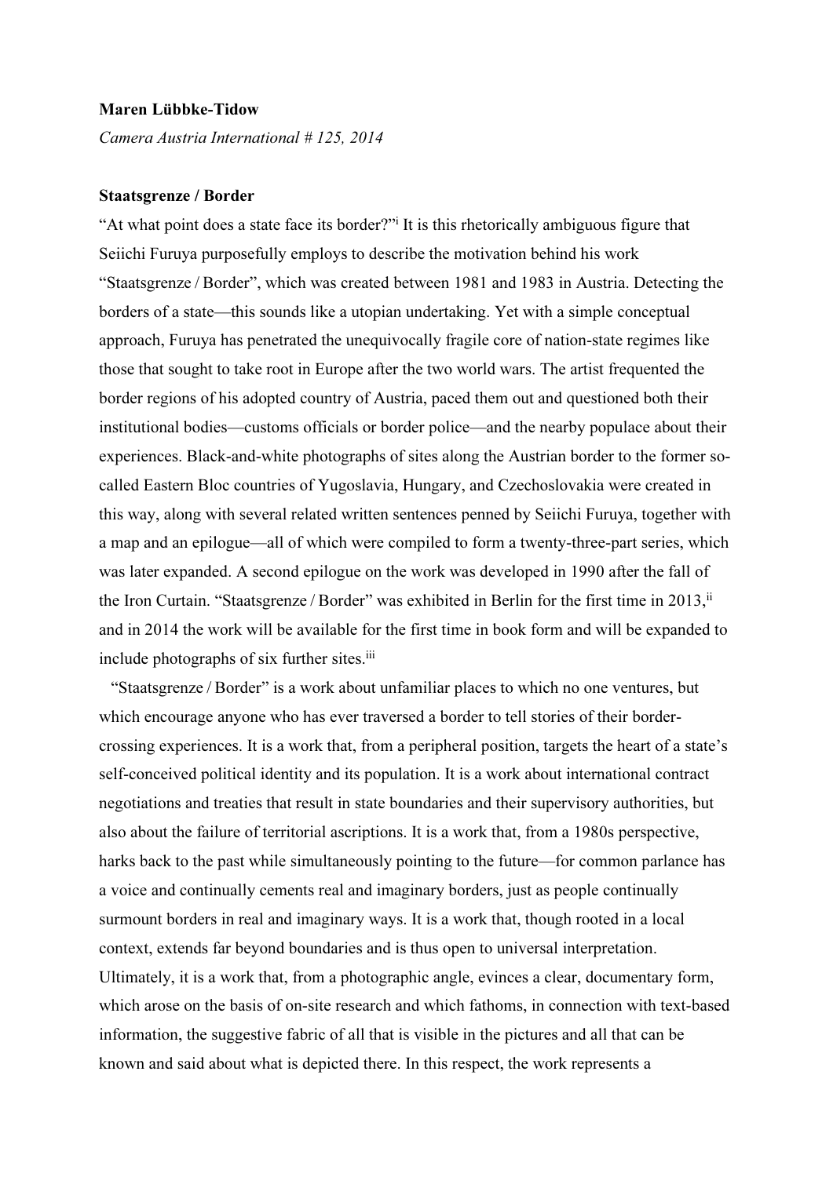**Maren Lübbke-Tidow**

*Camera Austria International # 125, 2014*

**Staatsgrenze / Border**

"At what point does a state face its border?"[i] It is this rhetorically ambiguous figure that Seiichi Furuya purposefully employs to describe the motivation behind his work "Staatsgrenze / Border", which was created between 1981 and 1983 in Austria. Detecting the borders of a state—this sounds like a utopian undertaking. Yet with a simple conceptual approach, Furuya has penetrated the unequivocally fragile core of nation-state regimes like those that sought to take root in Europe after the two world wars. The artist frequented the border regions of his adopted country of Austria, paced them out and questioned both their institutional bodies—customs officials or border police—and the nearby populace about their experiences. Black-and-white photographs of sites along the Austrian border to the former so-called Eastern Bloc countries of Yugoslavia, Hungary, and Czechoslovakia were created in this way, along with several related written sentences penned by Seiichi Furuya, together with a map and an epilogue—all of which were compiled to form a twenty-three-part series, which was later expanded. A second epilogue on the work was developed in 1990 after the fall of the Iron Curtain. "Staatsgrenze / Border" was exhibited in Berlin for the first time in 2013,[ii] and in 2014 the work will be available for the first time in book form and will be expanded to include photographs of six further sites.[iii]

"Staatsgrenze / Border" is a work about unfamiliar places to which no one ventures, but which encourage anyone who has ever traversed a border to tell stories of their border-crossing experiences. It is a work that, from a peripheral position, targets the heart of a state's self-conceived political identity and its population. It is a work about international contract negotiations and treaties that result in state boundaries and their supervisory authorities, but also about the failure of territorial ascriptions. It is a work that, from a 1980s perspective, harks back to the past while simultaneously pointing to the future—for common parlance has a voice and continually cements real and imaginary borders, just as people continually surmount borders in real and imaginary ways. It is a work that, though rooted in a local context, extends far beyond boundaries and is thus open to universal interpretation. Ultimately, it is a work that, from a photographic angle, evinces a clear, documentary form, which arose on the basis of on-site research and which fathoms, in connection with text-based information, the suggestive fabric of all that is visible in the pictures and all that can be known and said about what is depicted there. In this respect, the work represents a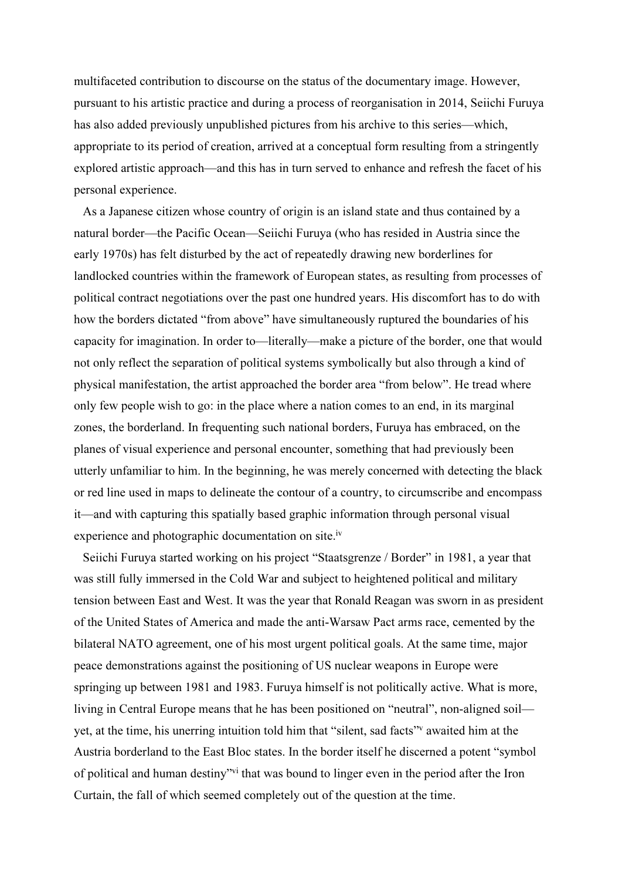multifaceted contribution to discourse on the status of the documentary image. However, pursuant to his artistic practice and during a process of reorganisation in 2014, Seiichi Furuya has also added previously unpublished pictures from his archive to this series—which, appropriate to its period of creation, arrived at a conceptual form resulting from a stringently explored artistic approach—and this has in turn served to enhance and refresh the facet of his personal experience.

As a Japanese citizen whose country of origin is an island state and thus contained by a natural border—the Pacific Ocean—Seiichi Furuya (who has resided in Austria since the early 1970s) has felt disturbed by the act of repeatedly drawing new borderlines for landlocked countries within the framework of European states, as resulting from processes of political contract negotiations over the past one hundred years. His discomfort has to do with how the borders dictated "from above" have simultaneously ruptured the boundaries of his capacity for imagination. In order to—literally—make a picture of the border, one that would not only reflect the separation of political systems symbolically but also through a kind of physical manifestation, the artist approached the border area "from below". He tread where only few people wish to go: in the place where a nation comes to an end, in its marginal zones, the borderland. In frequenting such national borders, Furuya has embraced, on the planes of visual experience and personal encounter, something that had previously been utterly unfamiliar to him. In the beginning, he was merely concerned with detecting the black or red line used in maps to delineate the contour of a country, to circumscribe and encompass it—and with capturing this spatially based graphic information through personal visual experience and photographic documentation on site.[iv]

Seiichi Furuya started working on his project "Staatsgrenze / Border" in 1981, a year that was still fully immersed in the Cold War and subject to heightened political and military tension between East and West. It was the year that Ronald Reagan was sworn in as president of the United States of America and made the anti-Warsaw Pact arms race, cemented by the bilateral NATO agreement, one of his most urgent political goals. At the same time, major peace demonstrations against the positioning of US nuclear weapons in Europe were springing up between 1981 and 1983. Furuya himself is not politically active. What is more, living in Central Europe means that he has been positioned on "neutral", non-aligned soil—yet, at the time, his unerring intuition told him that "silent, sad facts"[v] awaited him at the Austria borderland to the East Bloc states. In the border itself he discerned a potent "symbol of political and human destiny"[vi] that was bound to linger even in the period after the Iron Curtain, the fall of which seemed completely out of the question at the time.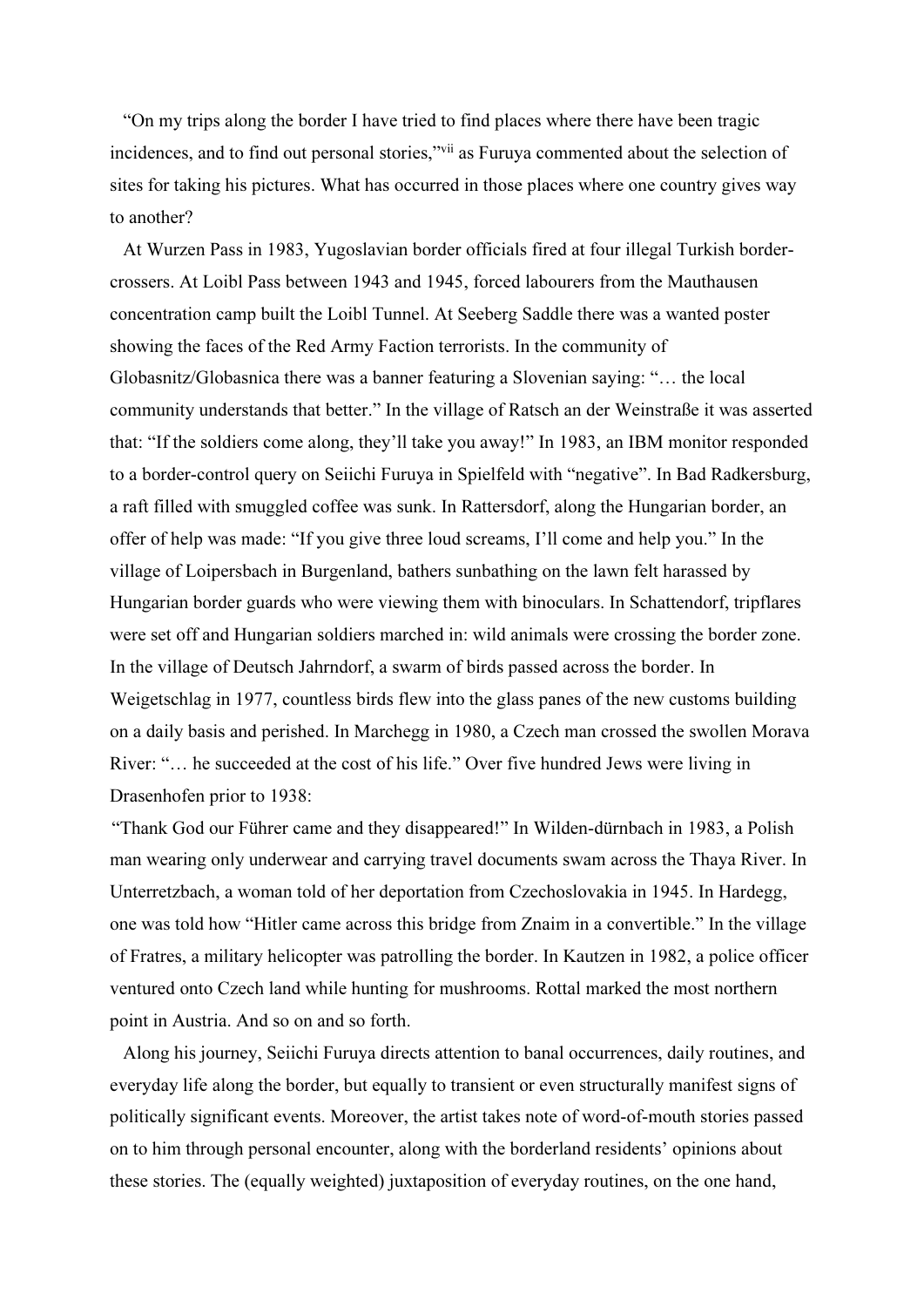"On my trips along the border I have tried to find places where there have been tragic incidences, and to find out personal stories,"[vii] as Furuya commented about the selection of sites for taking his pictures. What has occurred in those places where one country gives way to another?

At Wurzen Pass in 1983, Yugoslavian border officials fired at four illegal Turkish border-crossers. At Loibl Pass between 1943 and 1945, forced labourers from the Mauthausen concentration camp built the Loibl Tunnel. At Seeberg Saddle there was a wanted poster showing the faces of the Red Army Faction terrorists. In the community of Globasnitz/Globasnica there was a banner featuring a Slovenian saying: "… the local community understands that better." In the village of Ratsch an der Weinstraße it was asserted that: "If the soldiers come along, they'll take you away!" In 1983, an IBM monitor responded to a border-control query on Seiichi Furuya in Spielfeld with "negative". In Bad Radkersburg, a raft filled with smuggled coffee was sunk. In Rattersdorf, along the Hungarian border, an offer of help was made: "If you give three loud screams, I'll come and help you." In the village of Loipersbach in Burgenland, bathers sunbathing on the lawn felt harassed by Hungarian border guards who were viewing them with binoculars. In Schattendorf, tripflares were set off and Hungarian soldiers marched in: wild animals were crossing the border zone. In the village of Deutsch Jahrndorf, a swarm of birds passed across the border. In Weigetschlag in 1977, countless birds flew into the glass panes of the new customs building on a daily basis and perished. In Marchegg in 1980, a Czech man crossed the swollen Morava River: "… he succeeded at the cost of his life." Over five hundred Jews were living in Drasenhofen prior to 1938:
"Thank God our Führer came and they disappeared!" In Wilden-dürnbach in 1983, a Polish man wearing only underwear and carrying travel documents swam across the Thaya River. In Unterretzbach, a woman told of her deportation from Czechoslovakia in 1945. In Hardegg, one was told how "Hitler came across this bridge from Znaim in a convertible." In the village of Fratres, a military helicopter was patrolling the border. In Kautzen in 1982, a police officer ventured onto Czech land while hunting for mushrooms. Rottal marked the most northern point in Austria. And so on and so forth.

Along his journey, Seiichi Furuya directs attention to banal occurrences, daily routines, and everyday life along the border, but equally to transient or even structurally manifest signs of politically significant events. Moreover, the artist takes note of word-of-mouth stories passed on to him through personal encounter, along with the borderland residents' opinions about these stories. The (equally weighted) juxtaposition of everyday routines, on the one hand,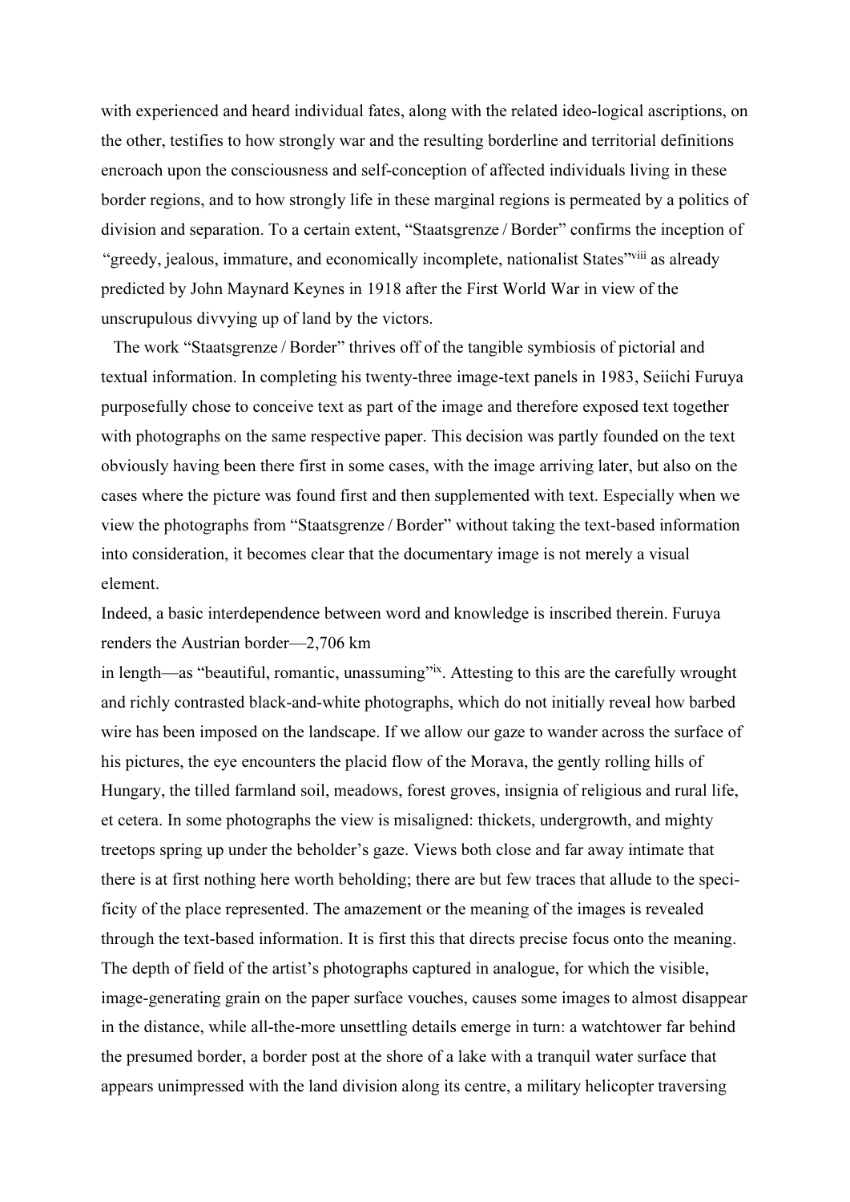with experienced and heard individual fates, along with the related ideo-logical ascriptions, on the other, testifies to how strongly war and the resulting borderline and territorial definitions encroach upon the consciousness and self-conception of affected individuals living in these border regions, and to how strongly life in these marginal regions is permeated by a politics of division and separation. To a certain extent, "Staatsgrenze / Border" confirms the inception of "greedy, jealous, immature, and economically incomplete, nationalist States"[viii] as already predicted by John Maynard Keynes in 1918 after the First World War in view of the unscrupulous divvying up of land by the victors.

The work "Staatsgrenze / Border" thrives off of the tangible symbiosis of pictorial and textual information. In completing his twenty-three image-text panels in 1983, Seiichi Furuya purposefully chose to conceive text as part of the image and therefore exposed text together with photographs on the same respective paper. This decision was partly founded on the text obviously having been there first in some cases, with the image arriving later, but also on the cases where the picture was found first and then supplemented with text. Especially when we view the photographs from "Staatsgrenze / Border" without taking the text-based information into consideration, it becomes clear that the documentary image is not merely a visual element.

Indeed, a basic interdependence between word and knowledge is inscribed therein. Furuya renders the Austrian border—2,706 km in length—as "beautiful, romantic, unassuming"[ix]. Attesting to this are the carefully wrought and richly contrasted black-and-white photographs, which do not initially reveal how barbed wire has been imposed on the landscape. If we allow our gaze to wander across the surface of his pictures, the eye encounters the placid flow of the Morava, the gently rolling hills of Hungary, the tilled farmland soil, meadows, forest groves, insignia of religious and rural life, et cetera. In some photographs the view is misaligned: thickets, undergrowth, and mighty treetops spring up under the beholder's gaze. Views both close and far away intimate that there is at first nothing here worth beholding; there are but few traces that allude to the specificity of the place represented. The amazement or the meaning of the images is revealed through the text-based information. It is first this that directs precise focus onto the meaning. The depth of field of the artist's photographs captured in analogue, for which the visible, image-generating grain on the paper surface vouches, causes some images to almost disappear in the distance, while all-the-more unsettling details emerge in turn: a watchtower far behind the presumed border, a border post at the shore of a lake with a tranquil water surface that appears unimpressed with the land division along its centre, a military helicopter traversing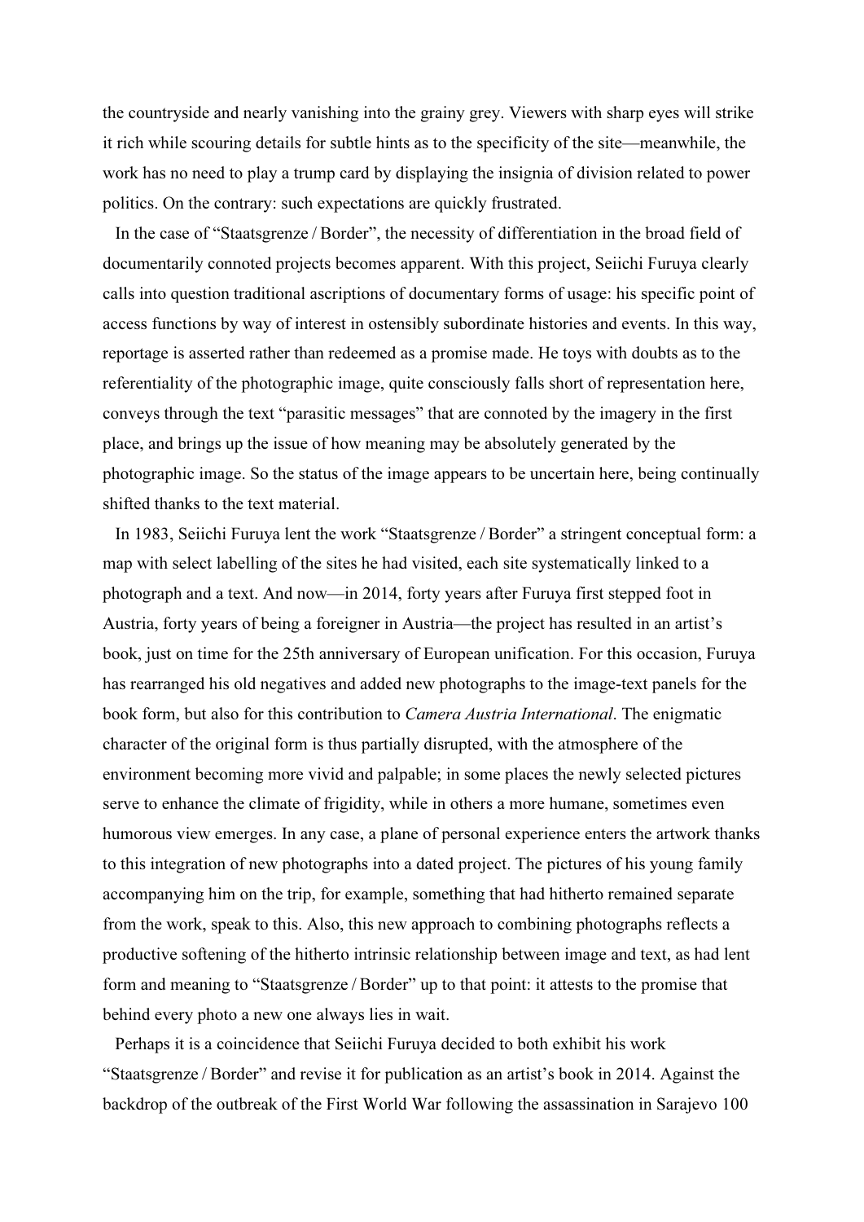the countryside and nearly vanishing into the grainy grey. Viewers with sharp eyes will strike it rich while scouring details for subtle hints as to the specificity of the site—meanwhile, the work has no need to play a trump card by displaying the insignia of division related to power politics. On the contrary: such expectations are quickly frustrated.

In the case of "Staatsgrenze / Border", the necessity of differentiation in the broad field of documentarily connoted projects becomes apparent. With this project, Seiichi Furuya clearly calls into question traditional ascriptions of documentary forms of usage: his specific point of access functions by way of interest in ostensibly subordinate histories and events. In this way, reportage is asserted rather than redeemed as a promise made. He toys with doubts as to the referentiality of the photographic image, quite consciously falls short of representation here, conveys through the text "parasitic messages" that are connoted by the imagery in the first place, and brings up the issue of how meaning may be absolutely generated by the photographic image. So the status of the image appears to be uncertain here, being continually shifted thanks to the text material.

In 1983, Seiichi Furuya lent the work "Staatsgrenze / Border" a stringent conceptual form: a map with select labelling of the sites he had visited, each site systematically linked to a photograph and a text. And now—in 2014, forty years after Furuya first stepped foot in Austria, forty years of being a foreigner in Austria—the project has resulted in an artist's book, just on time for the 25th anniversary of European unification. For this occasion, Furuya has rearranged his old negatives and added new photographs to the image-text panels for the book form, but also for this contribution to *Camera Austria International*. The enigmatic character of the original form is thus partially disrupted, with the atmosphere of the environment becoming more vivid and palpable; in some places the newly selected pictures serve to enhance the climate of frigidity, while in others a more humane, sometimes even humorous view emerges. In any case, a plane of personal experience enters the artwork thanks to this integration of new photographs into a dated project. The pictures of his young family accompanying him on the trip, for example, something that had hitherto remained separate from the work, speak to this. Also, this new approach to combining photographs reflects a productive softening of the hitherto intrinsic relationship between image and text, as had lent form and meaning to "Staatsgrenze / Border" up to that point: it attests to the promise that behind every photo a new one always lies in wait.

Perhaps it is a coincidence that Seiichi Furuya decided to both exhibit his work "Staatsgrenze / Border" and revise it for publication as an artist's book in 2014. Against the backdrop of the outbreak of the First World War following the assassination in Sarajevo 100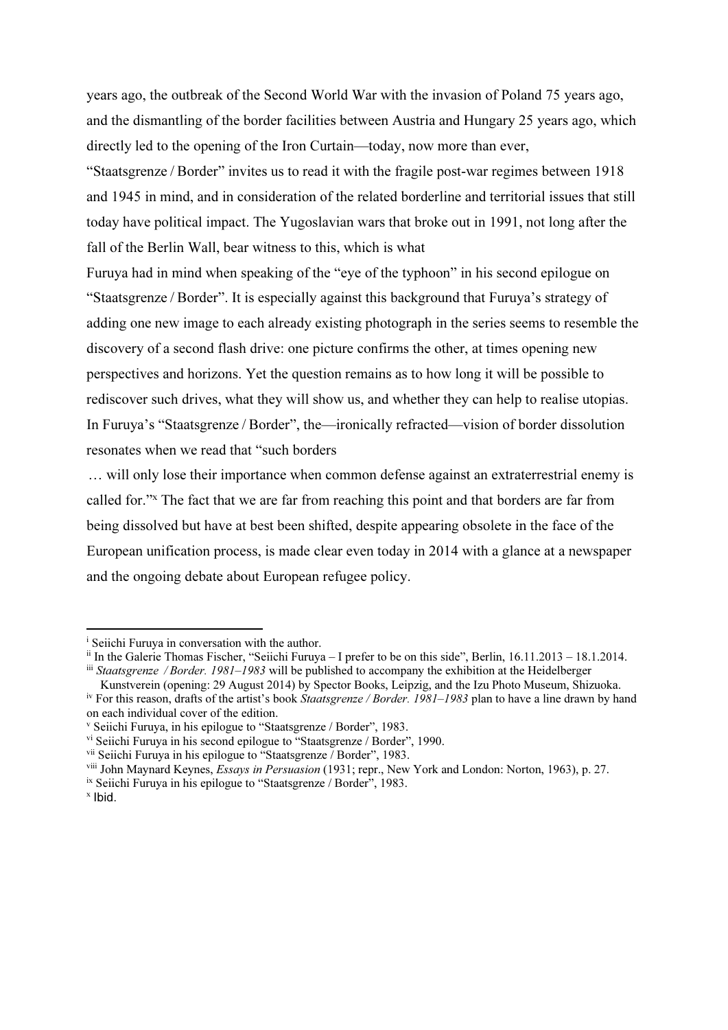years ago, the outbreak of the Second World War with the invasion of Poland 75 years ago, and the dismantling of the border facilities between Austria and Hungary 25 years ago, which directly led to the opening of the Iron Curtain—today, now more than ever, "Staatsgrenze / Border" invites us to read it with the fragile post-war regimes between 1918 and 1945 in mind, and in consideration of the related borderline and territorial issues that still today have political impact. The Yugoslavian wars that broke out in 1991, not long after the fall of the Berlin Wall, bear witness to this, which is what Furuya had in mind when speaking of the "eye of the typhoon" in his second epilogue on "Staatsgrenze / Border". It is especially against this background that Furuya's strategy of adding one new image to each already existing photograph in the series seems to resemble the discovery of a second flash drive: one picture confirms the other, at times opening new perspectives and horizons. Yet the question remains as to how long it will be possible to rediscover such drives, what they will show us, and whether they can help to realise utopias. In Furuya's "Staatsgrenze / Border", the—ironically refracted—vision of border dissolution resonates when we read that "such borders … will only lose their importance when common defense against an extraterrestrial enemy is called for."[x] The fact that we are far from reaching this point and that borders are far from being dissolved but have at best been shifted, despite appearing obsolete in the face of the European unification process, is made clear even today in 2014 with a glance at a newspaper and the ongoing debate about European refugee policy.

---

[i] Seiichi Furuya in conversation with the author.

[ii] In the Galerie Thomas Fischer, "Seiichi Furuya – I prefer to be on this side", Berlin, 16.11.2013 – 18.1.2014.

[iii] *Staatsgrenze / Border. 1981–1983* will be published to accompany the exhibition at the Heidelberger Kunstverein (opening: 29 August 2014) by Spector Books, Leipzig, and the Izu Photo Museum, Shizuoka.

[iv] For this reason, drafts of the artist's book *Staatsgrenze / Border. 1981–1983* plan to have a line drawn by hand on each individual cover of the edition.

[v] Seiichi Furuya, in his epilogue to "Staatsgrenze / Border", 1983.

[vi] Seiichi Furuya in his second epilogue to "Staatsgrenze / Border", 1990.

[vii] Seiichi Furuya in his epilogue to "Staatsgrenze / Border", 1983.

[viii] John Maynard Keynes, *Essays in Persuasion* (1931; repr., New York and London: Norton, 1963), p. 27.

[ix] Seiichi Furuya in his epilogue to "Staatsgrenze / Border", 1983.

[x] Ibid.